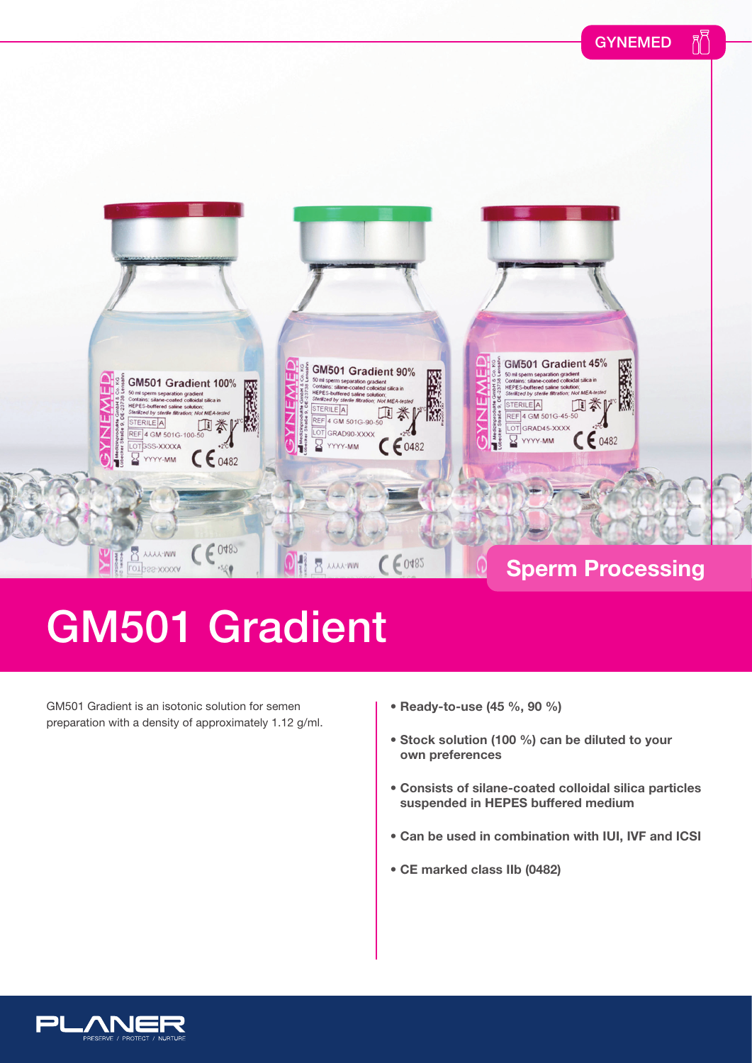GYNEMED

Sperm Processing

# GM501 Gradient

GM501 Gradient is an isotonic solution for semen preparation with a density of approximately 1.12 g/ml.

- **Ready-to-use (45 %, 90 %)**
- **Stock solution (100 %) can be diluted to your own preferences**
- **Consists of silane-coated colloidal silica particles suspended in HEPES buffered medium**
- **Can be used in combination with IUI, IVF and ICSI**
- **CE marked class IIb (0482)**

PLANER
PRESERVE / PROTECT / NURTURE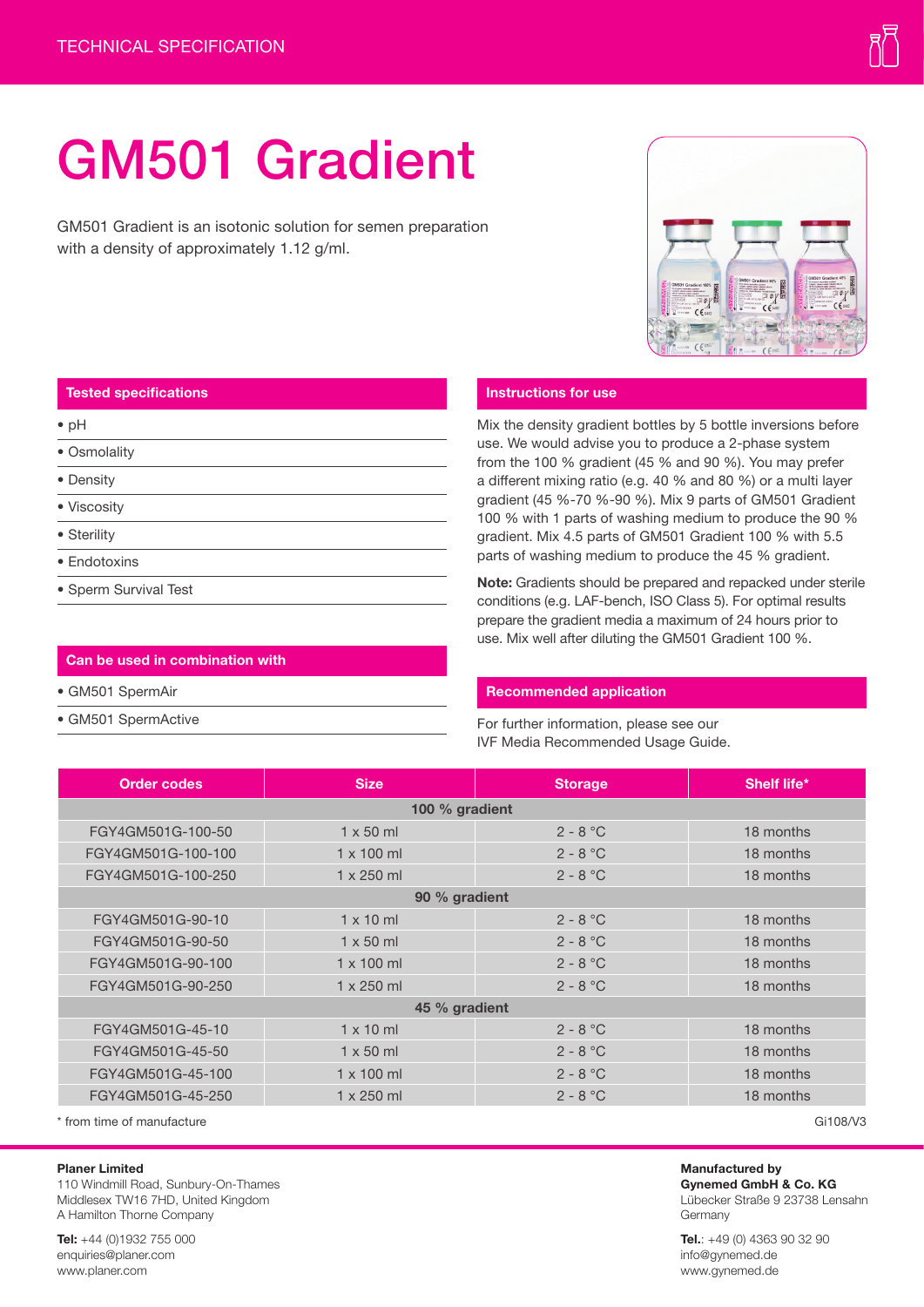TECHNICAL SPECIFICATION

# GM501 Gradient

GM501 Gradient is an isotonic solution for semen preparation with a density of approximately 1.12 g/ml.

## Tested specifications

- pH
- Osmolality
- Density
- Viscosity
- Sterility
- Endotoxins
- Sperm Survival Test

## Can be used in combination with

- GM501 SpermAir
- GM501 SpermActive

## Instructions for use

Mix the density gradient bottles by 5 bottle inversions before use. We would advise you to produce a 2-phase system from the 100 % gradient (45 % and 90 %). You may prefer a different mixing ratio (e.g. 40 % and 80 %) or a multi layer gradient (45 %-70 %-90 %). Mix 9 parts of GM501 Gradient 100 % with 1 parts of washing medium to produce the 90 % gradient. Mix 4.5 parts of GM501 Gradient 100 % with 5.5 parts of washing medium to produce the 45 % gradient.

**Note:** Gradients should be prepared and repacked under sterile conditions (e.g. LAF-bench, ISO Class 5). For optimal results prepare the gradient media a maximum of 24 hours prior to use. Mix well after diluting the GM501 Gradient 100 %.

## Recommended application

For further information, please see our IVF Media Recommended Usage Guide.

| Order codes | Size | Storage | Shelf life* |
|---|---|---|---|
| **100 % gradient** | | | |
| FGY4GM501G-100-50 | 1 x 50 ml | 2 - 8 °C | 18 months |
| FGY4GM501G-100-100 | 1 x 100 ml | 2 - 8 °C | 18 months |
| FGY4GM501G-100-250 | 1 x 250 ml | 2 - 8 °C | 18 months |
| **90 % gradient** | | | |
| FGY4GM501G-90-10 | 1 x 10 ml | 2 - 8 °C | 18 months |
| FGY4GM501G-90-50 | 1 x 50 ml | 2 - 8 °C | 18 months |
| FGY4GM501G-90-100 | 1 x 100 ml | 2 - 8 °C | 18 months |
| FGY4GM501G-90-250 | 1 x 250 ml | 2 - 8 °C | 18 months |
| **45 % gradient** | | | |
| FGY4GM501G-45-10 | 1 x 10 ml | 2 - 8 °C | 18 months |
| FGY4GM501G-45-50 | 1 x 50 ml | 2 - 8 °C | 18 months |
| FGY4GM501G-45-100 | 1 x 100 ml | 2 - 8 °C | 18 months |
| FGY4GM501G-45-250 | 1 x 250 ml | 2 - 8 °C | 18 months |

\* from time of manufacture

Gi108/V3

**Planer Limited**
110 Windmill Road, Sunbury-On-Thames
Middlesex TW16 7HD, United Kingdom
A Hamilton Thorne Company

**Tel:** +44 (0)1932 755 000
enquiries@planer.com
www.planer.com

**Manufactured by**
**Gynemed GmbH & Co. KG**
Lübecker Straße 9 23738 Lensahn
Germany

**Tel.**: +49 (0) 4363 90 32 90
info@gynemed.de
www.gynemed.de